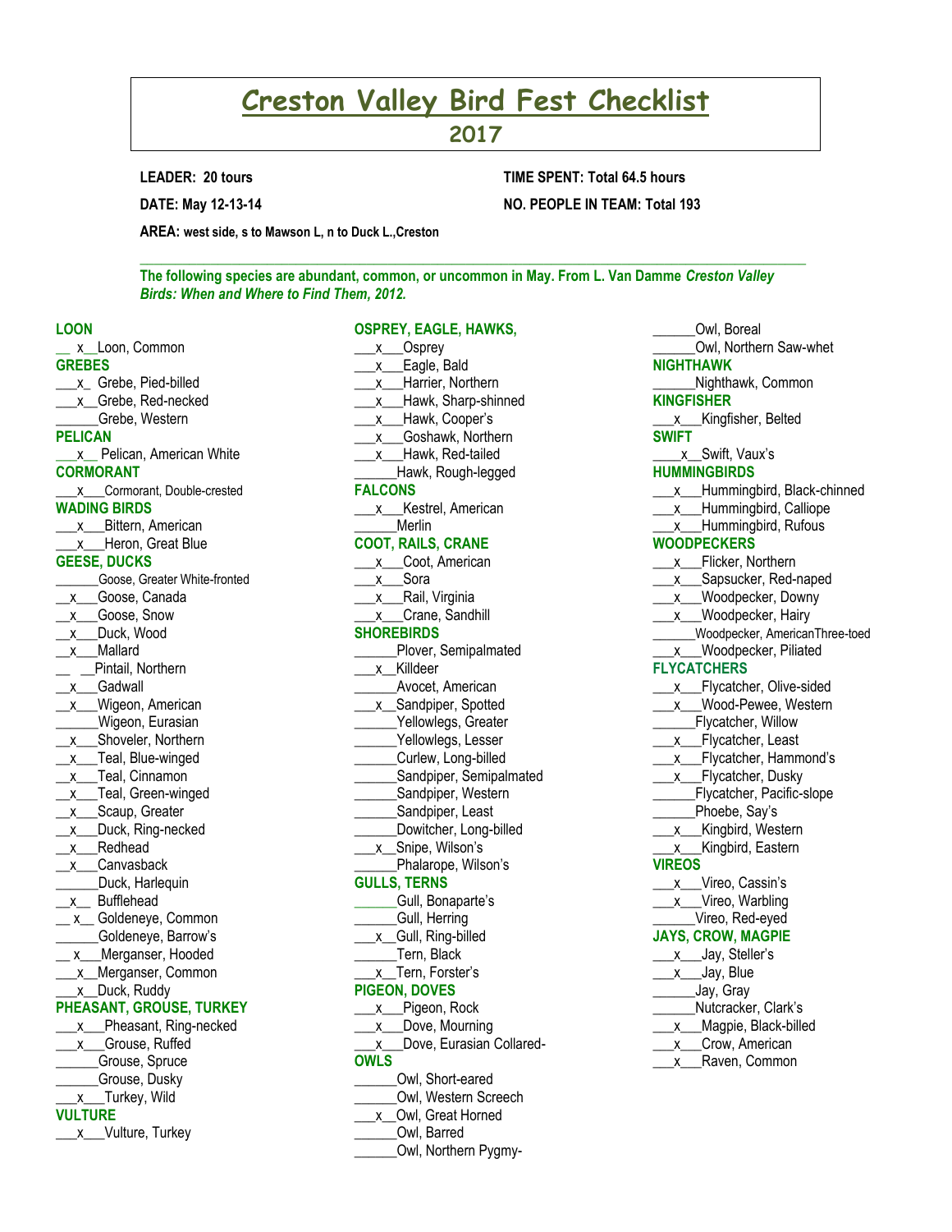# Creston Valley Bird Fest Checklist

## 2017

**LEADER: 20 tours** | **TIME SPENT: Total 64.5 hours**

**DATE: May 12-13-14** | **NO. PEOPLE IN TEAM: Total 193**

**AREA: west side, s to Mawson L, n to Duck L.,Creston**

---

***The following species are abundant, common, or uncommon in May. From L. Van Damme Creston Valley Birds: When and Where to Find Them, 2012.***

**LOON**
- __ x__Loon, Common

**GREBES**
- ___x_ Grebe, Pied-billed
- ___x__Grebe, Red-necked
- ______Grebe, Western

**PELICAN**
- ___x__ Pelican, American White

**CORMORANT**
- ___x___Cormorant, Double-crested

**WADING BIRDS**
- ___x___Bittern, American
- ___x___Heron, Great Blue

**GEESE, DUCKS**
- ______Goose, Greater White-fronted
- __x___Goose, Canada
- __x___Goose, Snow
- __x___Duck, Wood
- __x___Mallard
- __ __Pintail, Northern
- __x___Gadwall
- __x___Wigeon, American
- ______Wigeon, Eurasian
- __x___Shoveler, Northern
- __x___Teal, Blue-winged
- __x___Teal, Cinnamon
- __x___Teal, Green-winged
- __x___Scaup, Greater
- __x___Duck, Ring-necked
- __x___Redhead
- __x___Canvasback
- ______Duck, Harlequin
- __x__ Bufflehead
- __ x__ Goldeneye, Common
- ______Goldeneye, Barrow's
- __ x___Merganser, Hooded
- ___x__Merganser, Common
- ___x__Duck, Ruddy

**PHEASANT, GROUSE, TURKEY**
- ___x___Pheasant, Ring-necked
- ___x___Grouse, Ruffed
- ______Grouse, Spruce
- ______Grouse, Dusky
- ___x___Turkey, Wild

**VULTURE**
- ___x___Vulture, Turkey

**OSPREY, EAGLE, HAWKS,**
- ___x___Osprey
- ___x___Eagle, Bald
- ___x___Harrier, Northern
- ___x___Hawk, Sharp-shinned
- ___x___Hawk, Cooper's
- ___x___Goshawk, Northern
- ___x___Hawk, Red-tailed
- ______Hawk, Rough-legged

**FALCONS**
- ___x___Kestrel, American
- ______Merlin

**COOT, RAILS, CRANE**
- ___x___Coot, American
- ___x___Sora
- ___x___Rail, Virginia
- ___x___Crane, Sandhill

**SHOREBIRDS**
- ______Plover, Semipalmated
- ___x__Killdeer
- ______Avocet, American
- ___x__Sandpiper, Spotted
- ______Yellowlegs, Greater
- ______Yellowlegs, Lesser
- ______Curlew, Long-billed
- ______Sandpiper, Semipalmated
- ______Sandpiper, Western
- ______Sandpiper, Least
- ______Dowitcher, Long-billed
- ___x__Snipe, Wilson's
- ______Phalarope, Wilson's

**GULLS, TERNS**
- ______Gull, Bonaparte's
- ______Gull, Herring
- ___x__Gull, Ring-billed
- ______Tern, Black
- ___x__Tern, Forster's

**PIGEON, DOVES**
- ___x___Pigeon, Rock
- ___x___Dove, Mourning
- ___x___Dove, Eurasian Collared-

**OWLS**
- ______Owl, Short-eared
- ______Owl, Western Screech
- ___x__Owl, Great Horned
- ______Owl, Barred
- ______Owl, Northern Pygmy-
- ______Owl, Boreal
- ______Owl, Northern Saw-whet

**NIGHTHAWK**
- ______Nighthawk, Common

**KINGFISHER**
- ___x___Kingfisher, Belted

**SWIFT**
- ____x__Swift, Vaux's

**HUMMINGBIRDS**
- ___x___Hummingbird, Black-chinned
- ___x___Hummingbird, Calliope
- ___x___Hummingbird, Rufous

**WOODPECKERS**
- ___x___Flicker, Northern
- ___x___Sapsucker, Red-naped
- ___x___Woodpecker, Downy
- ___x___Woodpecker, Hairy
- ______Woodpecker, AmericanThree-toed
- ___x___Woodpecker, Piliated

**FLYCATCHERS**
- ___x___Flycatcher, Olive-sided
- ___x___Wood-Pewee, Western
- ______Flycatcher, Willow
- ___x___Flycatcher, Least
- ___x___Flycatcher, Hammond's
- ___x___Flycatcher, Dusky
- ______Flycatcher, Pacific-slope
- ______Phoebe, Say's
- ___x___Kingbird, Western
- ___x___Kingbird, Eastern

**VIREOS**
- ___x___Vireo, Cassin's
- ___x___Vireo, Warbling
- ______Vireo, Red-eyed

**JAYS, CROW, MAGPIE**
- ___x___Jay, Steller's
- ___x___Jay, Blue
- ______Jay, Gray
- ______Nutcracker, Clark's
- ___x___Magpie, Black-billed
- ___x___Crow, American
- ___x___Raven, Common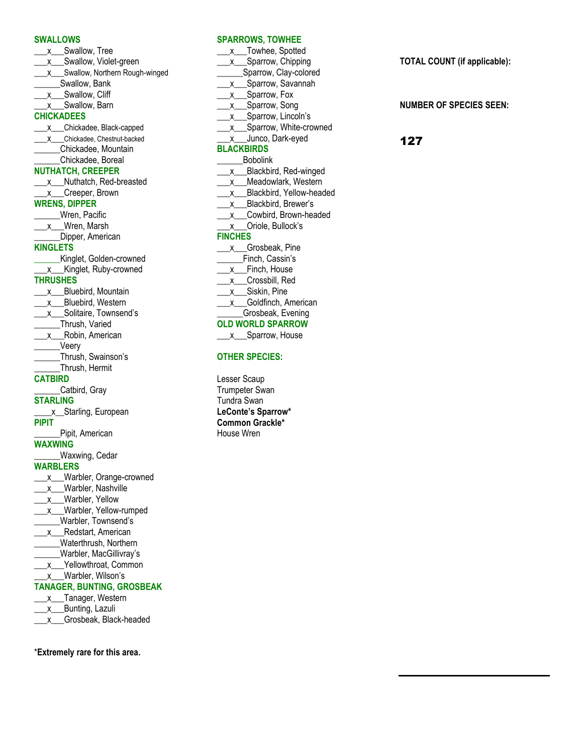## SWALLOWS

___x___Swallow, Tree
___x___Swallow, Violet-green
___x___Swallow, Northern Rough-winged
______Swallow, Bank
___x___Swallow, Cliff
___x___Swallow, Barn

## CHICKADEES

___x___Chickadee, Black-capped
___x___Chickadee, Chestnut-backed
______Chickadee, Mountain
______Chickadee, Boreal

## NUTHATCH, CREEPER

___x___Nuthatch, Red-breasted
___x___Creeper, Brown

## WRENS, DIPPER

______Wren, Pacific
___x___Wren, Marsh
______Dipper, American

## KINGLETS

______Kinglet, Golden-crowned
___x___Kinglet, Ruby-crowned

## THRUSHES

___x___Bluebird, Mountain
___x___Bluebird, Western
___x___Solitaire, Townsend's
______Thrush, Varied
___x___Robin, American
______Veery
______Thrush, Swainson's
______Thrush, Hermit

## CATBIRD

______Catbird, Gray

## STARLING

____x__Starling, European

## PIPIT

______Pipit, American

## WAXWING

______Waxwing, Cedar

## WARBLERS

___x___Warbler, Orange-crowned
___x___Warbler, Nashville
___x___Warbler, Yellow
___x___Warbler, Yellow-rumped
______Warbler, Townsend's
___x___Redstart, American
______Waterthrush, Northern
______Warbler, MacGillivray's
___x___Yellowthroat, Common
___x___Warbler, Wilson's

## TANAGER, BUNTING, GROSBEAK

___x___Tanager, Western
___x___Bunting, Lazuli
___x___Grosbeak, Black-headed

*Extremely rare for this area.

## SPARROWS, TOWHEE

___x___Towhee, Spotted
___x___Sparrow, Chipping
______Sparrow, Clay-colored
___x___Sparrow, Savannah
___x___Sparrow, Fox
___x___Sparrow, Song
___x___Sparrow, Lincoln's
___x___Sparrow, White-crowned
___x___Junco, Dark-eyed

## BLACKBIRDS

______Bobolink
___x___Blackbird, Red-winged
___x___Meadowlark, Western
___x___Blackbird, Yellow-headed
___x___Blackbird, Brewer's
___x___Cowbird, Brown-headed
___x___Oriole, Bullock's

## FINCHES

___x___Grosbeak, Pine
______Finch, Cassin's
___x___Finch, House
___x___Crossbill, Red
___x___Siskin, Pine
___x___Goldfinch, American
______Grosbeak, Evening

## OLD WORLD SPARROW

___x___Sparrow, House

## OTHER SPECIES:

Lesser Scaup
Trumpeter Swan
Tundra Swan
**LeConte's Sparrow***
**Common Grackle***
House Wren

**TOTAL COUNT (if applicable):**

**NUMBER OF SPECIES SEEN:**

**127**